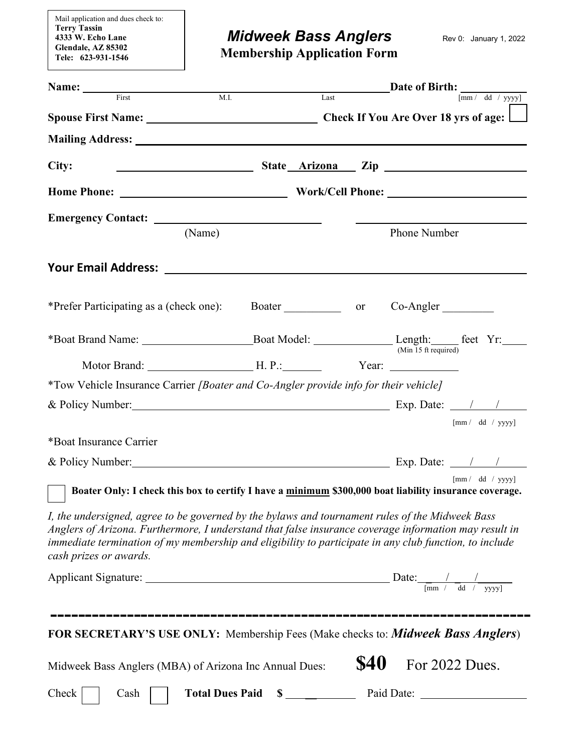Mail application and dues check to:
**Terry Tassin**
**4333 W. Echo Lane**
**Glendale, AZ 85302**
**Tele: 623-931-1546**

# *Midweek Bass Anglers*
## Membership Application Form

Rev 0: January 1, 2022

**Name:** ______________________________________________ **Date of Birth:** __________
First M.I. Last [mm / dd / yyyy]

**Spouse First Name:** ______________________ **Check If You Are Over 18 yrs of age:** ☐

**Mailing Address:** ______________________________________________

**City:** ______________________ **State** Arizona **Zip** ______________________

**Home Phone:** ______________________ **Work/Cell Phone:** ______________________

**Emergency Contact:** ______________________ ______________________
(Name) Phone Number

**Your Email Address:** ______________________________________________

*Prefer Participating as a (check one): Boater __________ or Co-Angler _________

*Boat Brand Name: ______________ Boat Model: ____________ Length:_____ feet (Min 15 ft required) Yr:____

Motor Brand: ______________ H. P.:_______ Year: ___________

*Tow Vehicle Insurance Carrier *[Boater and Co-Angler provide info for their vehicle]*

& Policy Number:______________________________________ Exp. Date: ___/___/_____
[mm / dd / yyyy]

*Boat Insurance Carrier

& Policy Number:______________________________________ Exp. Date: ___/___/_____
[mm / dd / yyyy]

☐ **Boater Only: I check this box to certify I have a <u>minimum</u> $300,000 boat liability insurance coverage.**

*I, the undersigned, agree to be governed by the bylaws and tournament rules of the Midweek Bass Anglers of Arizona. Furthermore, I understand that false insurance coverage information may result in immediate termination of my membership and eligibility to participate in any club function, to include cash prizes or awards.*

Applicant Signature: ______________________________________ Date:___/___/_____
[mm / dd / yyyy]

---

**FOR SECRETARY'S USE ONLY:** Membership Fees (Make checks to: ***Midweek Bass Anglers***)

Midweek Bass Anglers (MBA) of Arizona Inc Annual Dues: **$40** For 2022 Dues.

Check ☐ Cash ☐ **Total Dues Paid $** __________ Paid Date: ______________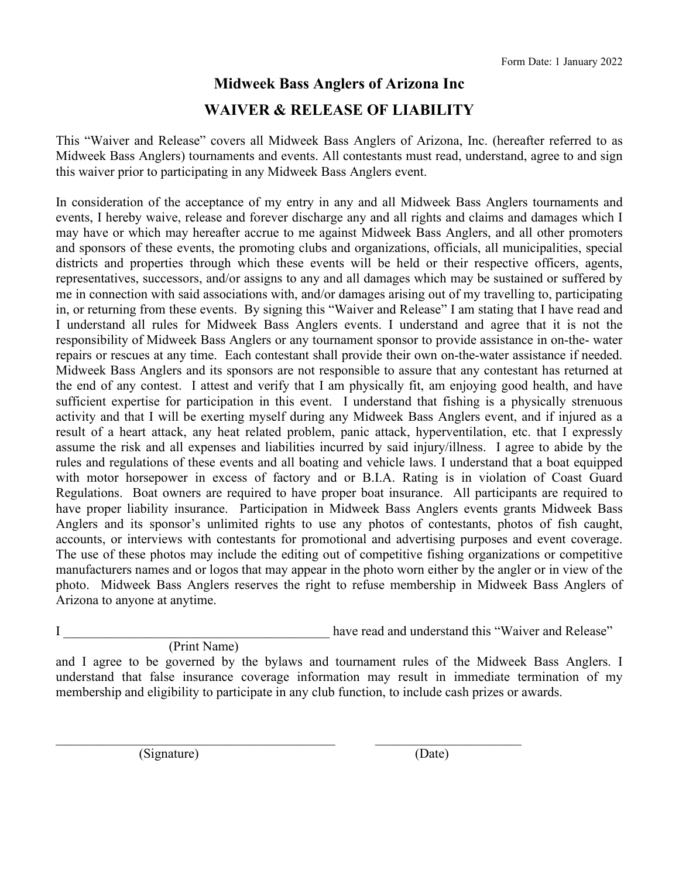Form Date: 1 January 2022

# Midweek Bass Anglers of Arizona Inc

## WAIVER & RELEASE OF LIABILITY

This “Waiver and Release” covers all Midweek Bass Anglers of Arizona, Inc. (hereafter referred to as Midweek Bass Anglers) tournaments and events. All contestants must read, understand, agree to and sign this waiver prior to participating in any Midweek Bass Anglers event.

In consideration of the acceptance of my entry in any and all Midweek Bass Anglers tournaments and events, I hereby waive, release and forever discharge any and all rights and claims and damages which I may have or which may hereafter accrue to me against Midweek Bass Anglers, and all other promoters and sponsors of these events, the promoting clubs and organizations, officials, all municipalities, special districts and properties through which these events will be held or their respective officers, agents, representatives, successors, and/or assigns to any and all damages which may be sustained or suffered by me in connection with said associations with, and/or damages arising out of my travelling to, participating in, or returning from these events. By signing this “Waiver and Release” I am stating that I have read and I understand all rules for Midweek Bass Anglers events. I understand and agree that it is not the responsibility of Midweek Bass Anglers or any tournament sponsor to provide assistance in on-the- water repairs or rescues at any time. Each contestant shall provide their own on-the-water assistance if needed. Midweek Bass Anglers and its sponsors are not responsible to assure that any contestant has returned at the end of any contest. I attest and verify that I am physically fit, am enjoying good health, and have sufficient expertise for participation in this event. I understand that fishing is a physically strenuous activity and that I will be exerting myself during any Midweek Bass Anglers event, and if injured as a result of a heart attack, any heat related problem, panic attack, hyperventilation, etc. that I expressly assume the risk and all expenses and liabilities incurred by said injury/illness. I agree to abide by the rules and regulations of these events and all boating and vehicle laws. I understand that a boat equipped with motor horsepower in excess of factory and or B.I.A. Rating is in violation of Coast Guard Regulations. Boat owners are required to have proper boat insurance. All participants are required to have proper liability insurance. Participation in Midweek Bass Anglers events grants Midweek Bass Anglers and its sponsor’s unlimited rights to use any photos of contestants, photos of fish caught, accounts, or interviews with contestants for promotional and advertising purposes and event coverage. The use of these photos may include the editing out of competitive fishing organizations or competitive manufacturers names and or logos that may appear in the photo worn either by the angler or in view of the photo. Midweek Bass Anglers reserves the right to refuse membership in Midweek Bass Anglers of Arizona to anyone at anytime.

I ________________________________________ have read and understand this “Waiver and Release”
(Print Name)

and I agree to be governed by the bylaws and tournament rules of the Midweek Bass Anglers. I understand that false insurance coverage information may result in immediate termination of my membership and eligibility to participate in any club function, to include cash prizes or awards.

____________________________________________ (Signature)

______________________ (Date)